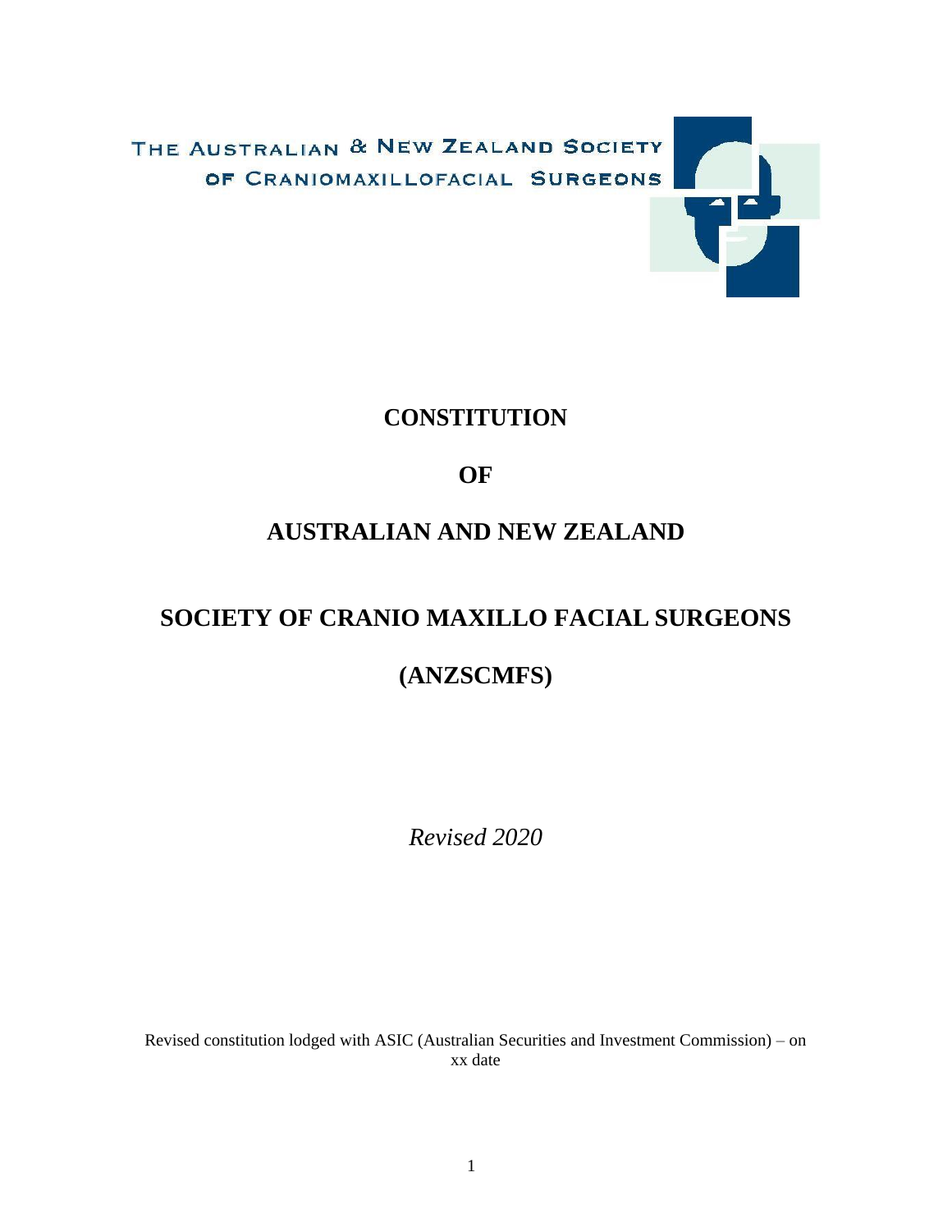THE AUSTRALIAN & NEW ZEALAND SOCIETY OF CRANIOMAXILLOFACIAL SURGEONS

# CONSTITUTION

# OF

# AUSTRALIAN AND NEW ZEALAND

# SOCIETY OF CRANIO MAXILLO FACIAL SURGEONS

# (ANZSCMFS)

*Revised 2020*

Revised constitution lodged with ASIC (Australian Securities and Investment Commission) – on xx date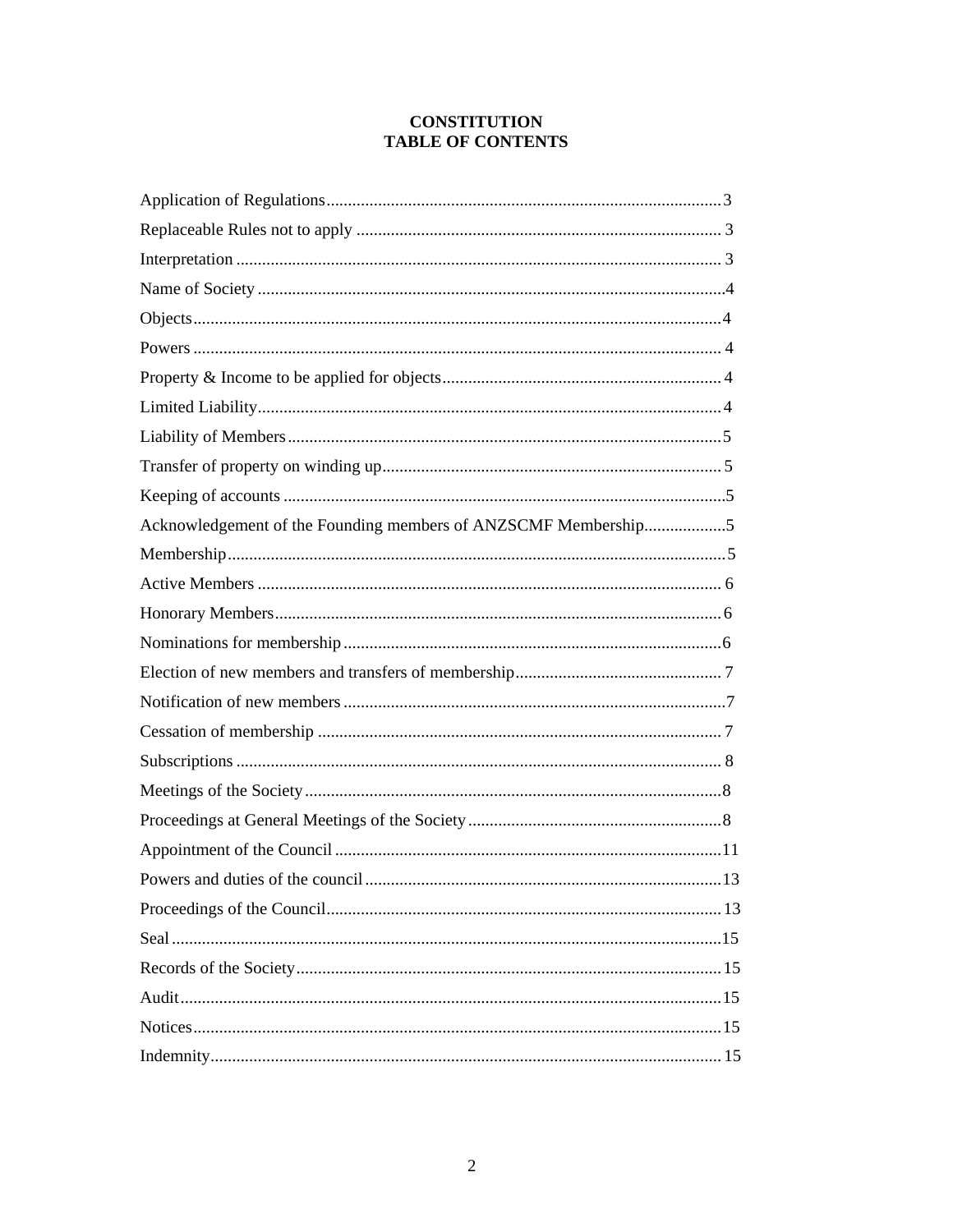# CONSTITUTION
# TABLE OF CONTENTS

| Section | Page |
|---|---|
| Application of Regulations | 3 |
| Replaceable Rules not to apply | 3 |
| Interpretation | 3 |
| Name of Society | 4 |
| Objects | 4 |
| Powers | 4 |
| Property & Income to be applied for objects | 4 |
| Limited Liability | 4 |
| Liability of Members | 5 |
| Transfer of property on winding up | 5 |
| Keeping of accounts | 5 |
| Acknowledgement of the Founding members of ANZSCMF Membership | 5 |
| Membership | 5 |
| Active Members | 6 |
| Honorary Members | 6 |
| Nominations for membership | 6 |
| Election of new members and transfers of membership | 7 |
| Notification of new members | 7 |
| Cessation of membership | 7 |
| Subscriptions | 8 |
| Meetings of the Society | 8 |
| Proceedings at General Meetings of the Society | 8 |
| Appointment of the Council | 11 |
| Powers and duties of the council | 13 |
| Proceedings of the Council | 13 |
| Seal | 15 |
| Records of the Society | 15 |
| Audit | 15 |
| Notices | 15 |
| Indemnity | 15 |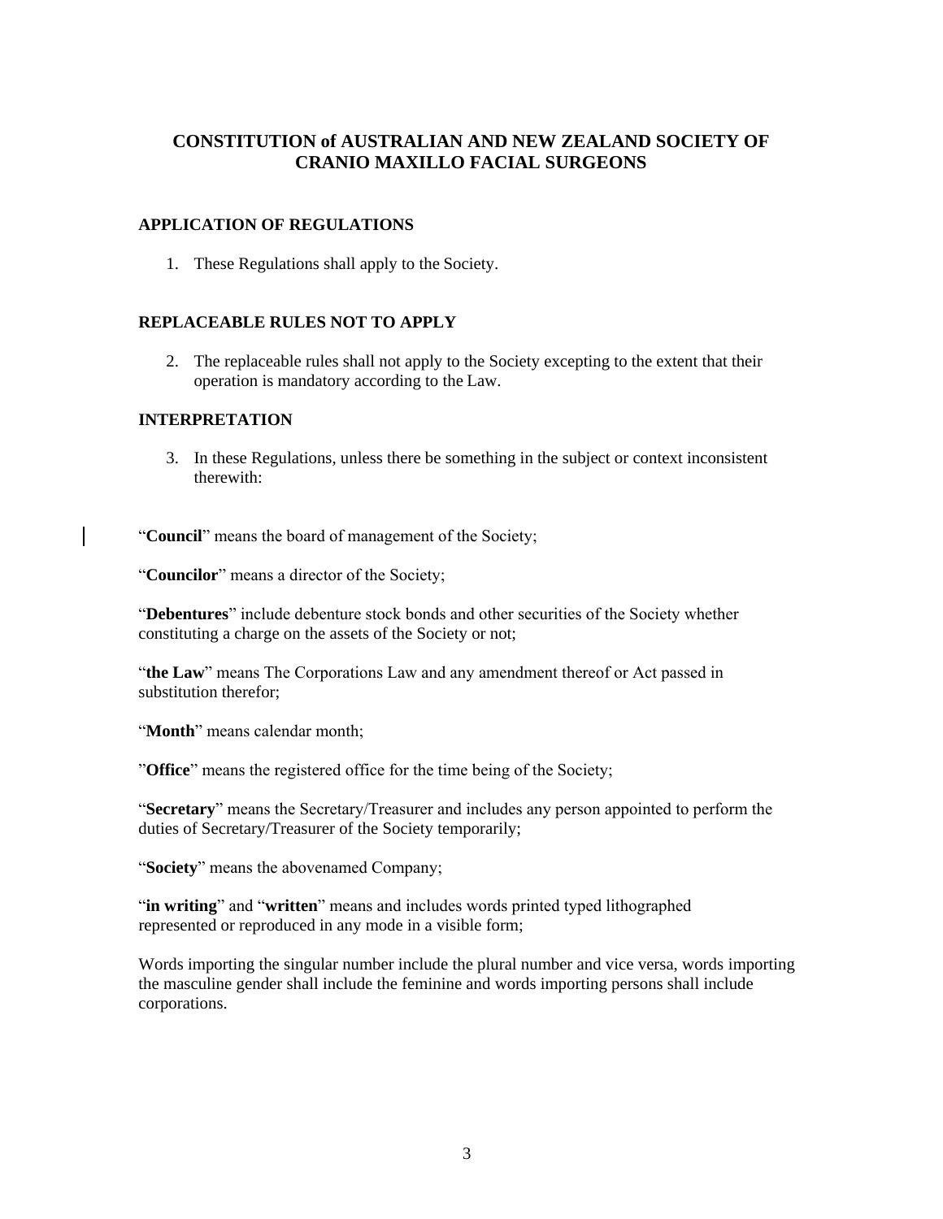# CONSTITUTION of AUSTRALIAN AND NEW ZEALAND SOCIETY OF CRANIO MAXILLO FACIAL SURGEONS

## APPLICATION OF REGULATIONS

1. These Regulations shall apply to the Society.

## REPLACEABLE RULES NOT TO APPLY

2. The replaceable rules shall not apply to the Society excepting to the extent that their operation is mandatory according to the Law.

## INTERPRETATION

3. In these Regulations, unless there be something in the subject or context inconsistent therewith:

"**Council**" means the board of management of the Society;

"**Councilor**" means a director of the Society;

"**Debentures**" include debenture stock bonds and other securities of the Society whether constituting a charge on the assets of the Society or not;

"**the Law**" means The Corporations Law and any amendment thereof or Act passed in substitution therefor;

"**Month**" means calendar month;

"**Office**" means the registered office for the time being of the Society;

"**Secretary**" means the Secretary/Treasurer and includes any person appointed to perform the duties of Secretary/Treasurer of the Society temporarily;

"**Society**" means the abovenamed Company;

"**in writing**" and "**written**" means and includes words printed typed lithographed represented or reproduced in any mode in a visible form;

Words importing the singular number include the plural number and vice versa, words importing the masculine gender shall include the feminine and words importing persons shall include corporations.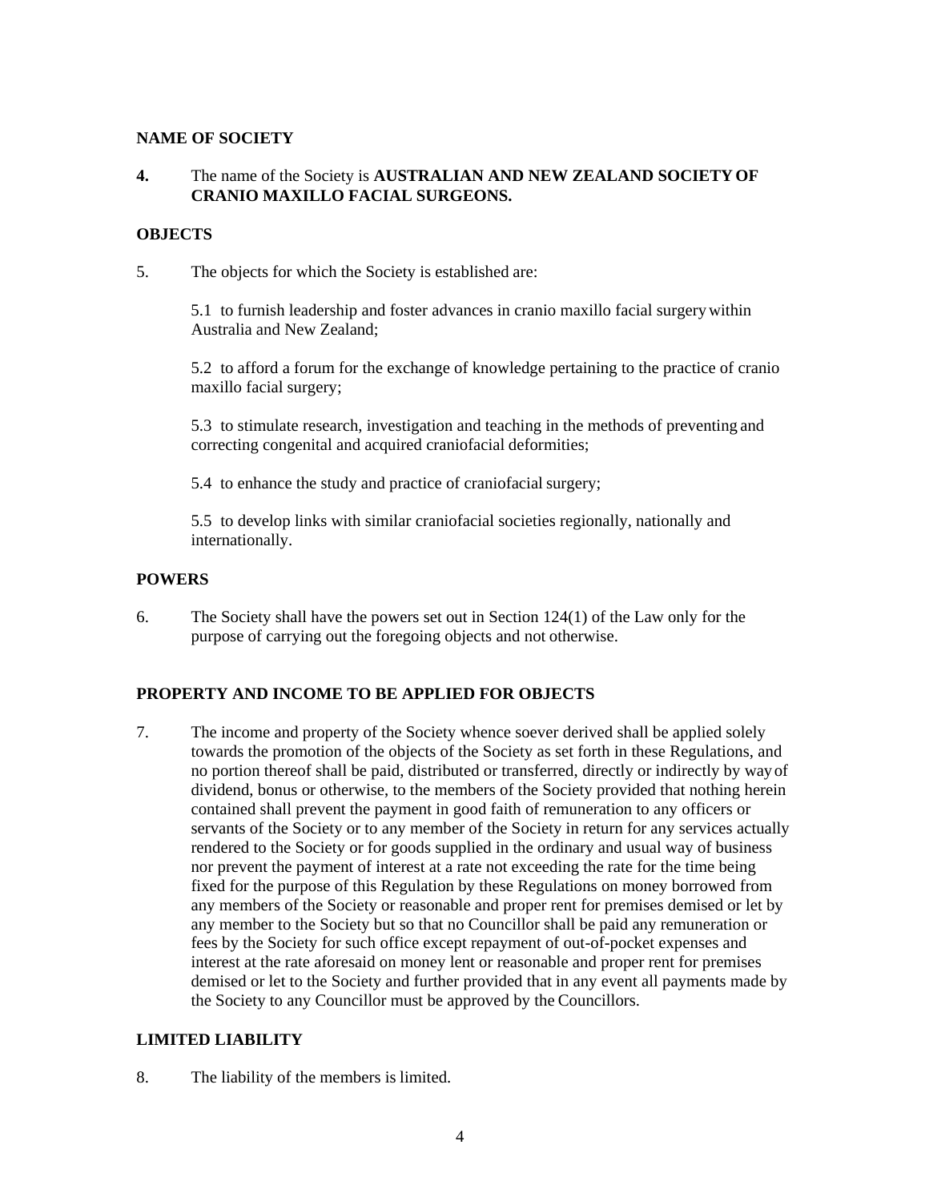## NAME OF SOCIETY

**4.** The name of the Society is **AUSTRALIAN AND NEW ZEALAND SOCIETY OF CRANIO MAXILLO FACIAL SURGEONS.**

## OBJECTS

5. The objects for which the Society is established are:

5.1 to furnish leadership and foster advances in cranio maxillo facial surgery within Australia and New Zealand;

5.2 to afford a forum for the exchange of knowledge pertaining to the practice of cranio maxillo facial surgery;

5.3 to stimulate research, investigation and teaching in the methods of preventing and correcting congenital and acquired craniofacial deformities;

5.4 to enhance the study and practice of craniofacial surgery;

5.5 to develop links with similar craniofacial societies regionally, nationally and internationally.

## POWERS

6. The Society shall have the powers set out in Section 124(1) of the Law only for the purpose of carrying out the foregoing objects and not otherwise.

## PROPERTY AND INCOME TO BE APPLIED FOR OBJECTS

7. The income and property of the Society whence soever derived shall be applied solely towards the promotion of the objects of the Society as set forth in these Regulations, and no portion thereof shall be paid, distributed or transferred, directly or indirectly by way of dividend, bonus or otherwise, to the members of the Society provided that nothing herein contained shall prevent the payment in good faith of remuneration to any officers or servants of the Society or to any member of the Society in return for any services actually rendered to the Society or for goods supplied in the ordinary and usual way of business nor prevent the payment of interest at a rate not exceeding the rate for the time being fixed for the purpose of this Regulation by these Regulations on money borrowed from any members of the Society or reasonable and proper rent for premises demised or let by any member to the Society but so that no Councillor shall be paid any remuneration or fees by the Society for such office except repayment of out-of-pocket expenses and interest at the rate aforesaid on money lent or reasonable and proper rent for premises demised or let to the Society and further provided that in any event all payments made by the Society to any Councillor must be approved by the Councillors.

## LIMITED LIABILITY

8. The liability of the members is limited.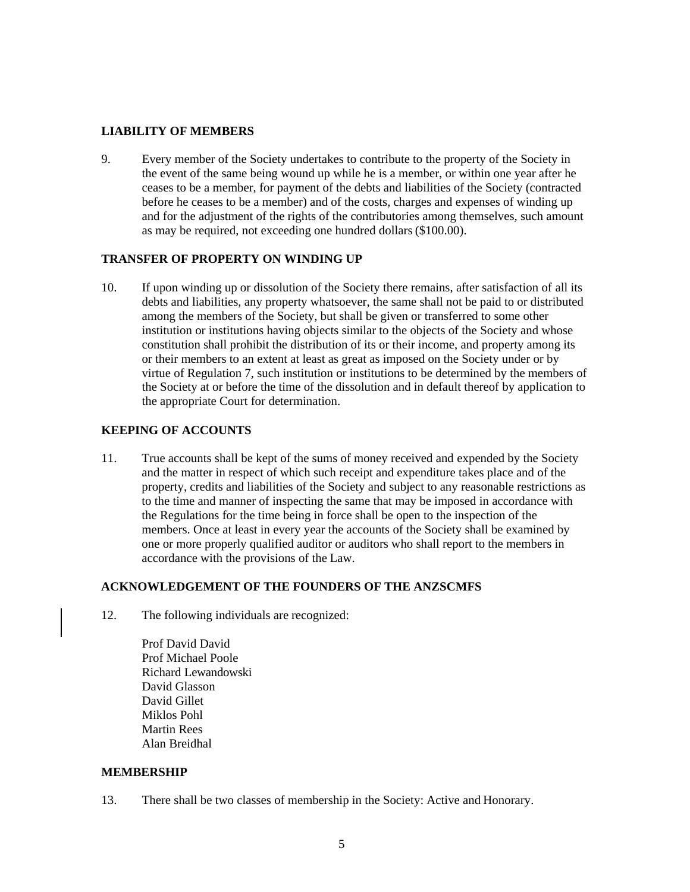**LIABILITY OF MEMBERS**

9. Every member of the Society undertakes to contribute to the property of the Society in the event of the same being wound up while he is a member, or within one year after he ceases to be a member, for payment of the debts and liabilities of the Society (contracted before he ceases to be a member) and of the costs, charges and expenses of winding up and for the adjustment of the rights of the contributories among themselves, such amount as may be required, not exceeding one hundred dollars ($100.00).

**TRANSFER OF PROPERTY ON WINDING UP**

10. If upon winding up or dissolution of the Society there remains, after satisfaction of all its debts and liabilities, any property whatsoever, the same shall not be paid to or distributed among the members of the Society, but shall be given or transferred to some other institution or institutions having objects similar to the objects of the Society and whose constitution shall prohibit the distribution of its or their income, and property among its or their members to an extent at least as great as imposed on the Society under or by virtue of Regulation 7, such institution or institutions to be determined by the members of the Society at or before the time of the dissolution and in default thereof by application to the appropriate Court for determination.

**KEEPING OF ACCOUNTS**

11. True accounts shall be kept of the sums of money received and expended by the Society and the matter in respect of which such receipt and expenditure takes place and of the property, credits and liabilities of the Society and subject to any reasonable restrictions as to the time and manner of inspecting the same that may be imposed in accordance with the Regulations for the time being in force shall be open to the inspection of the members. Once at least in every year the accounts of the Society shall be examined by one or more properly qualified auditor or auditors who shall report to the members in accordance with the provisions of the Law.

**ACKNOWLEDGEMENT OF THE FOUNDERS OF THE ANZSCMFS**

12. The following individuals are recognized:

    Prof David David
    Prof Michael Poole
    Richard Lewandowski
    David Glasson
    David Gillet
    Miklos Pohl
    Martin Rees
    Alan Breidhal

**MEMBERSHIP**

13. There shall be two classes of membership in the Society: Active and Honorary.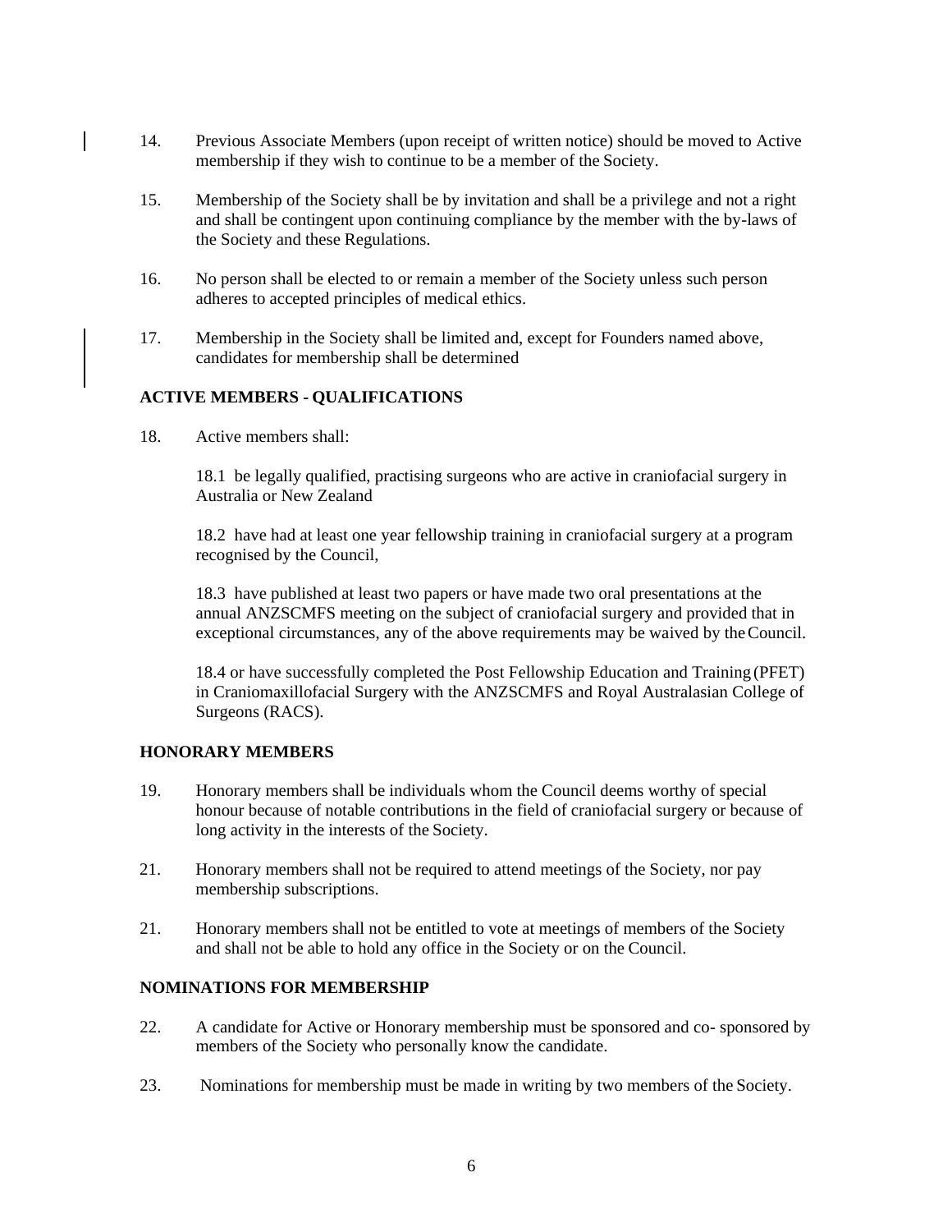14. Previous Associate Members (upon receipt of written notice) should be moved to Active membership if they wish to continue to be a member of the Society.

15. Membership of the Society shall be by invitation and shall be a privilege and not a right and shall be contingent upon continuing compliance by the member with the by-laws of the Society and these Regulations.

16. No person shall be elected to or remain a member of the Society unless such person adheres to accepted principles of medical ethics.

17. Membership in the Society shall be limited and, except for Founders named above, candidates for membership shall be determined

**ACTIVE MEMBERS - QUALIFICATIONS**

18. Active members shall:

    18.1 be legally qualified, practising surgeons who are active in craniofacial surgery in Australia or New Zealand

    18.2 have had at least one year fellowship training in craniofacial surgery at a program recognised by the Council,

    18.3 have published at least two papers or have made two oral presentations at the annual ANZSCMFS meeting on the subject of craniofacial surgery and provided that in exceptional circumstances, any of the above requirements may be waived by the Council.

    18.4 or have successfully completed the Post Fellowship Education and Training (PFET) in Craniomaxillofacial Surgery with the ANZSCMFS and Royal Australasian College of Surgeons (RACS).

**HONORARY MEMBERS**

19. Honorary members shall be individuals whom the Council deems worthy of special honour because of notable contributions in the field of craniofacial surgery or because of long activity in the interests of the Society.

21. Honorary members shall not be required to attend meetings of the Society, nor pay membership subscriptions.

21. Honorary members shall not be entitled to vote at meetings of members of the Society and shall not be able to hold any office in the Society or on the Council.

**NOMINATIONS FOR MEMBERSHIP**

22. A candidate for Active or Honorary membership must be sponsored and co- sponsored by members of the Society who personally know the candidate.

23. Nominations for membership must be made in writing by two members of the Society.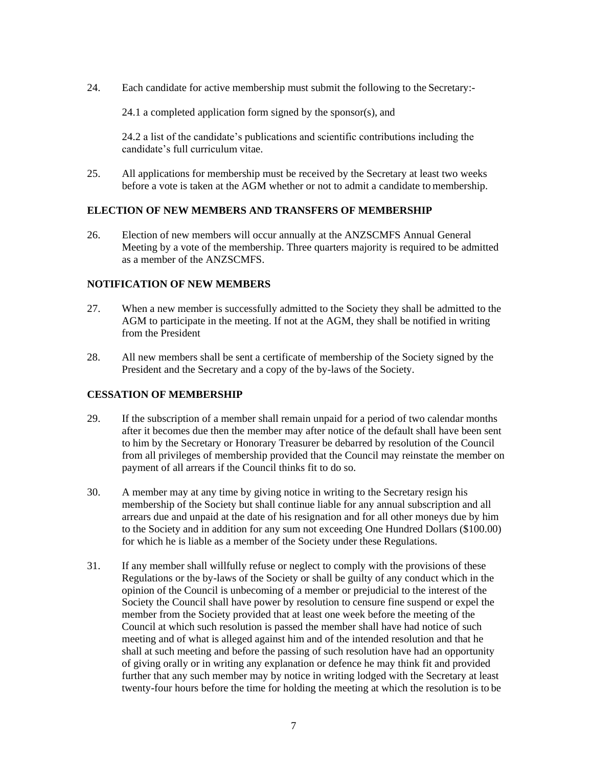24. Each candidate for active membership must submit the following to the Secretary:-

 24.1 a completed application form signed by the sponsor(s), and

 24.2 a list of the candidate's publications and scientific contributions including the candidate's full curriculum vitae.

25. All applications for membership must be received by the Secretary at least two weeks before a vote is taken at the AGM whether or not to admit a candidate to membership.

### ELECTION OF NEW MEMBERS AND TRANSFERS OF MEMBERSHIP

26. Election of new members will occur annually at the ANZSCMFS Annual General Meeting by a vote of the membership. Three quarters majority is required to be admitted as a member of the ANZSCMFS.

### NOTIFICATION OF NEW MEMBERS

27. When a new member is successfully admitted to the Society they shall be admitted to the AGM to participate in the meeting. If not at the AGM, they shall be notified in writing from the President

28. All new members shall be sent a certificate of membership of the Society signed by the President and the Secretary and a copy of the by-laws of the Society.

### CESSATION OF MEMBERSHIP

29. If the subscription of a member shall remain unpaid for a period of two calendar months after it becomes due then the member may after notice of the default shall have been sent to him by the Secretary or Honorary Treasurer be debarred by resolution of the Council from all privileges of membership provided that the Council may reinstate the member on payment of all arrears if the Council thinks fit to do so.

30. A member may at any time by giving notice in writing to the Secretary resign his membership of the Society but shall continue liable for any annual subscription and all arrears due and unpaid at the date of his resignation and for all other moneys due by him to the Society and in addition for any sum not exceeding One Hundred Dollars ($100.00) for which he is liable as a member of the Society under these Regulations.

31. If any member shall willfully refuse or neglect to comply with the provisions of these Regulations or the by-laws of the Society or shall be guilty of any conduct which in the opinion of the Council is unbecoming of a member or prejudicial to the interest of the Society the Council shall have power by resolution to censure fine suspend or expel the member from the Society provided that at least one week before the meeting of the Council at which such resolution is passed the member shall have had notice of such meeting and of what is alleged against him and of the intended resolution and that he shall at such meeting and before the passing of such resolution have had an opportunity of giving orally or in writing any explanation or defence he may think fit and provided further that any such member may by notice in writing lodged with the Secretary at least twenty-four hours before the time for holding the meeting at which the resolution is to be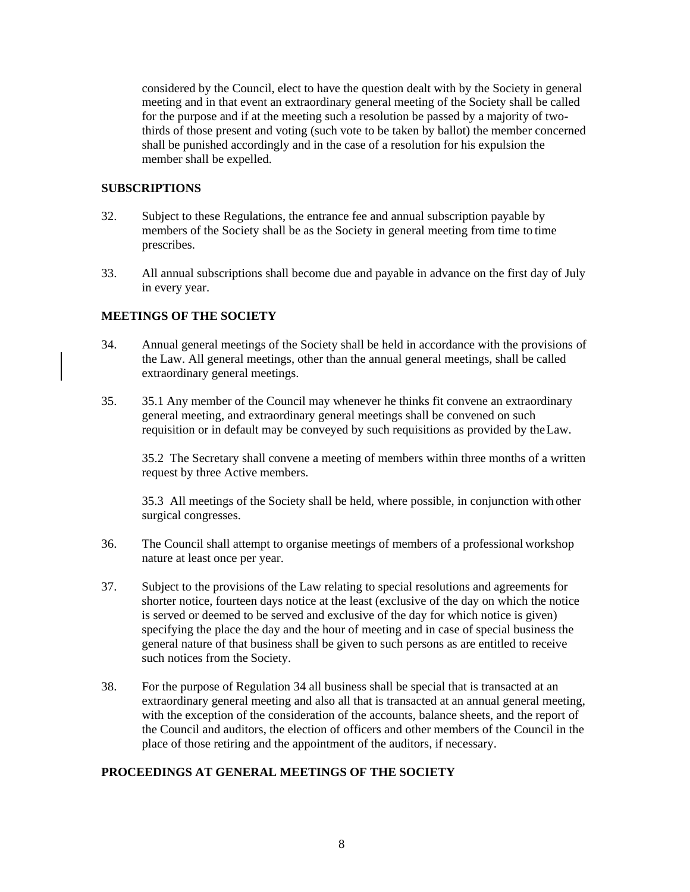considered by the Council, elect to have the question dealt with by the Society in general meeting and in that event an extraordinary general meeting of the Society shall be called for the purpose and if at the meeting such a resolution be passed by a majority of two-thirds of those present and voting (such vote to be taken by ballot) the member concerned shall be punished accordingly and in the case of a resolution for his expulsion the member shall be expelled.

**SUBSCRIPTIONS**

32. Subject to these Regulations, the entrance fee and annual subscription payable by members of the Society shall be as the Society in general meeting from time to time prescribes.

33. All annual subscriptions shall become due and payable in advance on the first day of July in every year.

**MEETINGS OF THE SOCIETY**

34. Annual general meetings of the Society shall be held in accordance with the provisions of the Law. All general meetings, other than the annual general meetings, shall be called extraordinary general meetings.

35. 35.1 Any member of the Council may whenever he thinks fit convene an extraordinary general meeting, and extraordinary general meetings shall be convened on such requisition or in default may be conveyed by such requisitions as provided by the Law.

    35.2 The Secretary shall convene a meeting of members within three months of a written request by three Active members.

    35.3 All meetings of the Society shall be held, where possible, in conjunction with other surgical congresses.

36. The Council shall attempt to organise meetings of members of a professional workshop nature at least once per year.

37. Subject to the provisions of the Law relating to special resolutions and agreements for shorter notice, fourteen days notice at the least (exclusive of the day on which the notice is served or deemed to be served and exclusive of the day for which notice is given) specifying the place the day and the hour of meeting and in case of special business the general nature of that business shall be given to such persons as are entitled to receive such notices from the Society.

38. For the purpose of Regulation 34 all business shall be special that is transacted at an extraordinary general meeting and also all that is transacted at an annual general meeting, with the exception of the consideration of the accounts, balance sheets, and the report of the Council and auditors, the election of officers and other members of the Council in the place of those retiring and the appointment of the auditors, if necessary.

**PROCEEDINGS AT GENERAL MEETINGS OF THE SOCIETY**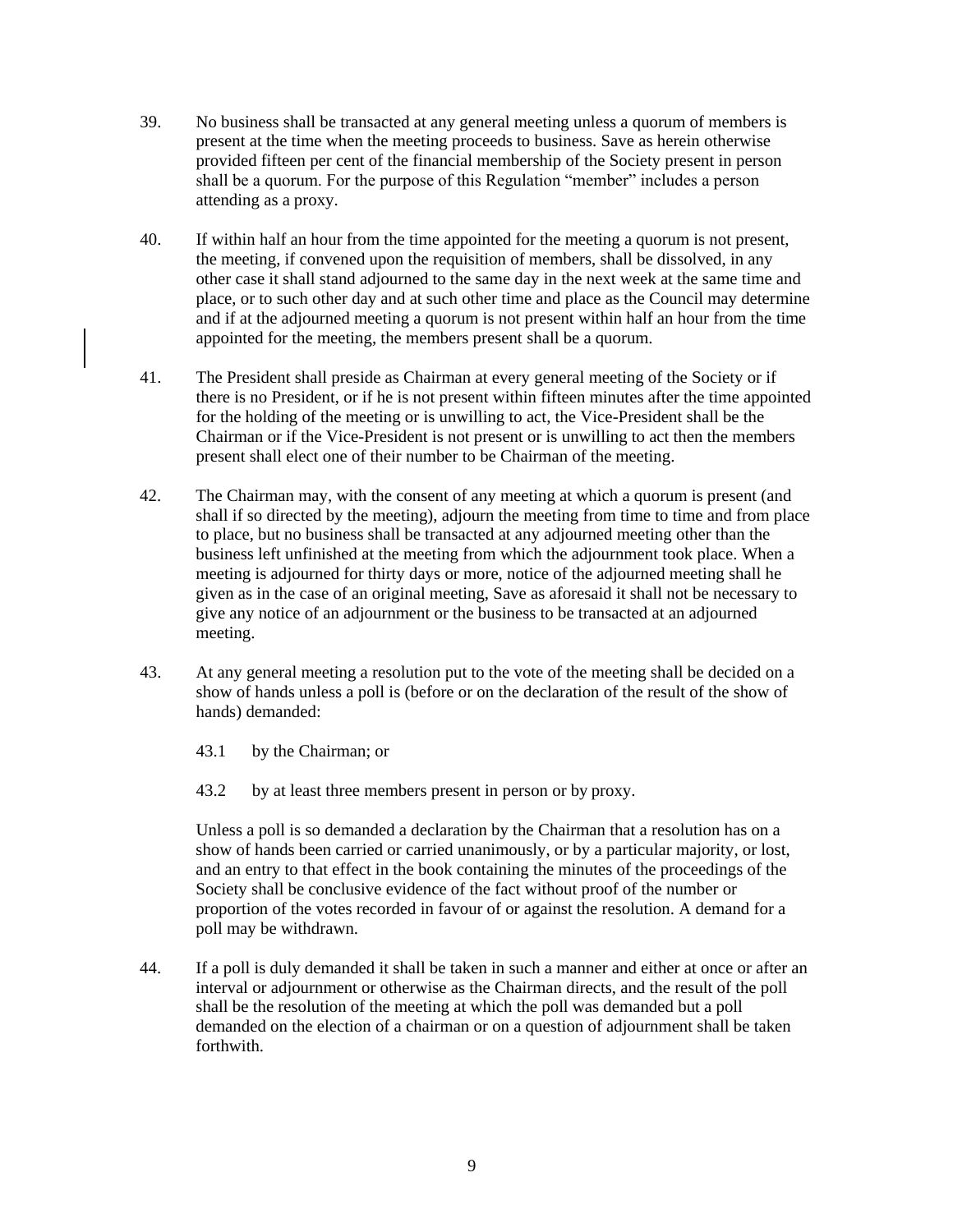39. No business shall be transacted at any general meeting unless a quorum of members is present at the time when the meeting proceeds to business. Save as herein otherwise provided fifteen per cent of the financial membership of the Society present in person shall be a quorum. For the purpose of this Regulation "member" includes a person attending as a proxy.

40. If within half an hour from the time appointed for the meeting a quorum is not present, the meeting, if convened upon the requisition of members, shall be dissolved, in any other case it shall stand adjourned to the same day in the next week at the same time and place, or to such other day and at such other time and place as the Council may determine and if at the adjourned meeting a quorum is not present within half an hour from the time appointed for the meeting, the members present shall be a quorum.

41. The President shall preside as Chairman at every general meeting of the Society or if there is no President, or if he is not present within fifteen minutes after the time appointed for the holding of the meeting or is unwilling to act, the Vice-President shall be the Chairman or if the Vice-President is not present or is unwilling to act then the members present shall elect one of their number to be Chairman of the meeting.

42. The Chairman may, with the consent of any meeting at which a quorum is present (and shall if so directed by the meeting), adjourn the meeting from time to time and from place to place, but no business shall be transacted at any adjourned meeting other than the business left unfinished at the meeting from which the adjournment took place. When a meeting is adjourned for thirty days or more, notice of the adjourned meeting shall he given as in the case of an original meeting, Save as aforesaid it shall not be necessary to give any notice of an adjournment or the business to be transacted at an adjourned meeting.

43. At any general meeting a resolution put to the vote of the meeting shall be decided on a show of hands unless a poll is (before or on the declaration of the result of the show of hands) demanded:

    43.1 by the Chairman; or

    43.2 by at least three members present in person or by proxy.

    Unless a poll is so demanded a declaration by the Chairman that a resolution has on a show of hands been carried or carried unanimously, or by a particular majority, or lost, and an entry to that effect in the book containing the minutes of the proceedings of the Society shall be conclusive evidence of the fact without proof of the number or proportion of the votes recorded in favour of or against the resolution. A demand for a poll may be withdrawn.

44. If a poll is duly demanded it shall be taken in such a manner and either at once or after an interval or adjournment or otherwise as the Chairman directs, and the result of the poll shall be the resolution of the meeting at which the poll was demanded but a poll demanded on the election of a chairman or on a question of adjournment shall be taken forthwith.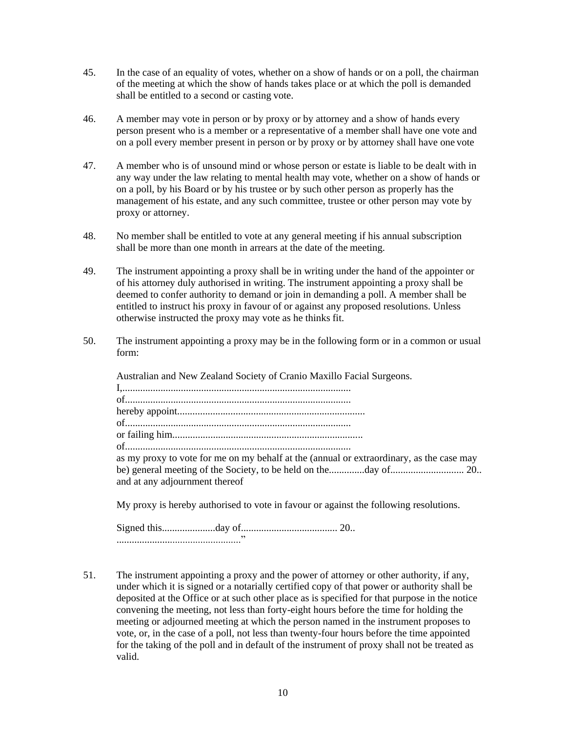45. In the case of an equality of votes, whether on a show of hands or on a poll, the chairman of the meeting at which the show of hands takes place or at which the poll is demanded shall be entitled to a second or casting vote.

46. A member may vote in person or by proxy or by attorney and a show of hands every person present who is a member or a representative of a member shall have one vote and on a poll every member present in person or by proxy or by attorney shall have one vote

47. A member who is of unsound mind or whose person or estate is liable to be dealt with in any way under the law relating to mental health may vote, whether on a show of hands or on a poll, by his Board or by his trustee or by such other person as properly has the management of his estate, and any such committee, trustee or other person may vote by proxy or attorney.

48. No member shall be entitled to vote at any general meeting if his annual subscription shall be more than one month in arrears at the date of the meeting.

49. The instrument appointing a proxy shall be in writing under the hand of the appointer or of his attorney duly authorised in writing. The instrument appointing a proxy shall be deemed to confer authority to demand or join in demanding a poll. A member shall be entitled to instruct his proxy in favour of or against any proposed resolutions. Unless otherwise instructed the proxy may vote as he thinks fit.

50. The instrument appointing a proxy may be in the following form or in a common or usual form:

Australian and New Zealand Society of Cranio Maxillo Facial Surgeons.
I,..........................................................................................
of.........................................................................................
hereby appoint..........................................................................
of.........................................................................................
or failing him...........................................................................
of.........................................................................................
as my proxy to vote for me on my behalf at the (annual or extraordinary, as the case may be) general meeting of the Society, to be held on the..............day of............................. 20.. and at any adjournment thereof

My proxy is hereby authorised to vote in favour or against the following resolutions.

Signed this.....................day of...................................... 20..
................................................."

51. The instrument appointing a proxy and the power of attorney or other authority, if any, under which it is signed or a notarially certified copy of that power or authority shall be deposited at the Office or at such other place as is specified for that purpose in the notice convening the meeting, not less than forty-eight hours before the time for holding the meeting or adjourned meeting at which the person named in the instrument proposes to vote, or, in the case of a poll, not less than twenty-four hours before the time appointed for the taking of the poll and in default of the instrument of proxy shall not be treated as valid.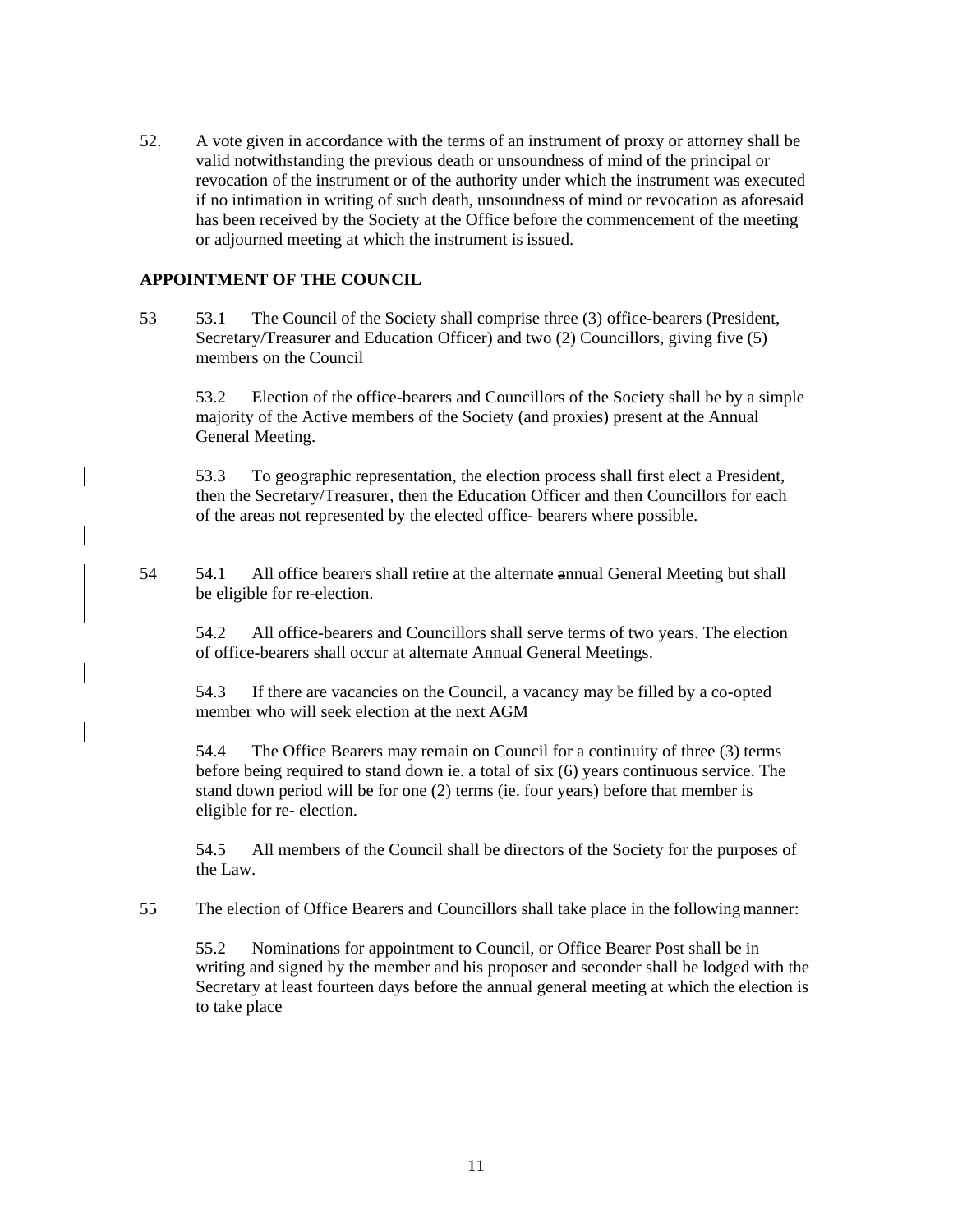52. A vote given in accordance with the terms of an instrument of proxy or attorney shall be valid notwithstanding the previous death or unsoundness of mind of the principal or revocation of the instrument or of the authority under which the instrument was executed if no intimation in writing of such death, unsoundness of mind or revocation as aforesaid has been received by the Society at the Office before the commencement of the meeting or adjourned meeting at which the instrument is issued.

**APPOINTMENT OF THE COUNCIL**

53 53.1 The Council of the Society shall comprise three (3) office-bearers (President, Secretary/Treasurer and Education Officer) and two (2) Councillors, giving five (5) members on the Council

53.2 Election of the office-bearers and Councillors of the Society shall be by a simple majority of the Active members of the Society (and proxies) present at the Annual General Meeting.

53.3 To geographic representation, the election process shall first elect a President, then the Secretary/Treasurer, then the Education Officer and then Councillors for each of the areas not represented by the elected office- bearers where possible.

54 54.1 All office bearers shall retire at the alternate annual General Meeting but shall be eligible for re-election.

54.2 All office-bearers and Councillors shall serve terms of two years. The election of office-bearers shall occur at alternate Annual General Meetings.

54.3 If there are vacancies on the Council, a vacancy may be filled by a co-opted member who will seek election at the next AGM

54.4 The Office Bearers may remain on Council for a continuity of three (3) terms before being required to stand down ie. a total of six (6) years continuous service. The stand down period will be for one (2) terms (ie. four years) before that member is eligible for re- election.

54.5 All members of the Council shall be directors of the Society for the purposes of the Law.

55 The election of Office Bearers and Councillors shall take place in the following manner:

55.2 Nominations for appointment to Council, or Office Bearer Post shall be in writing and signed by the member and his proposer and seconder shall be lodged with the Secretary at least fourteen days before the annual general meeting at which the election is to take place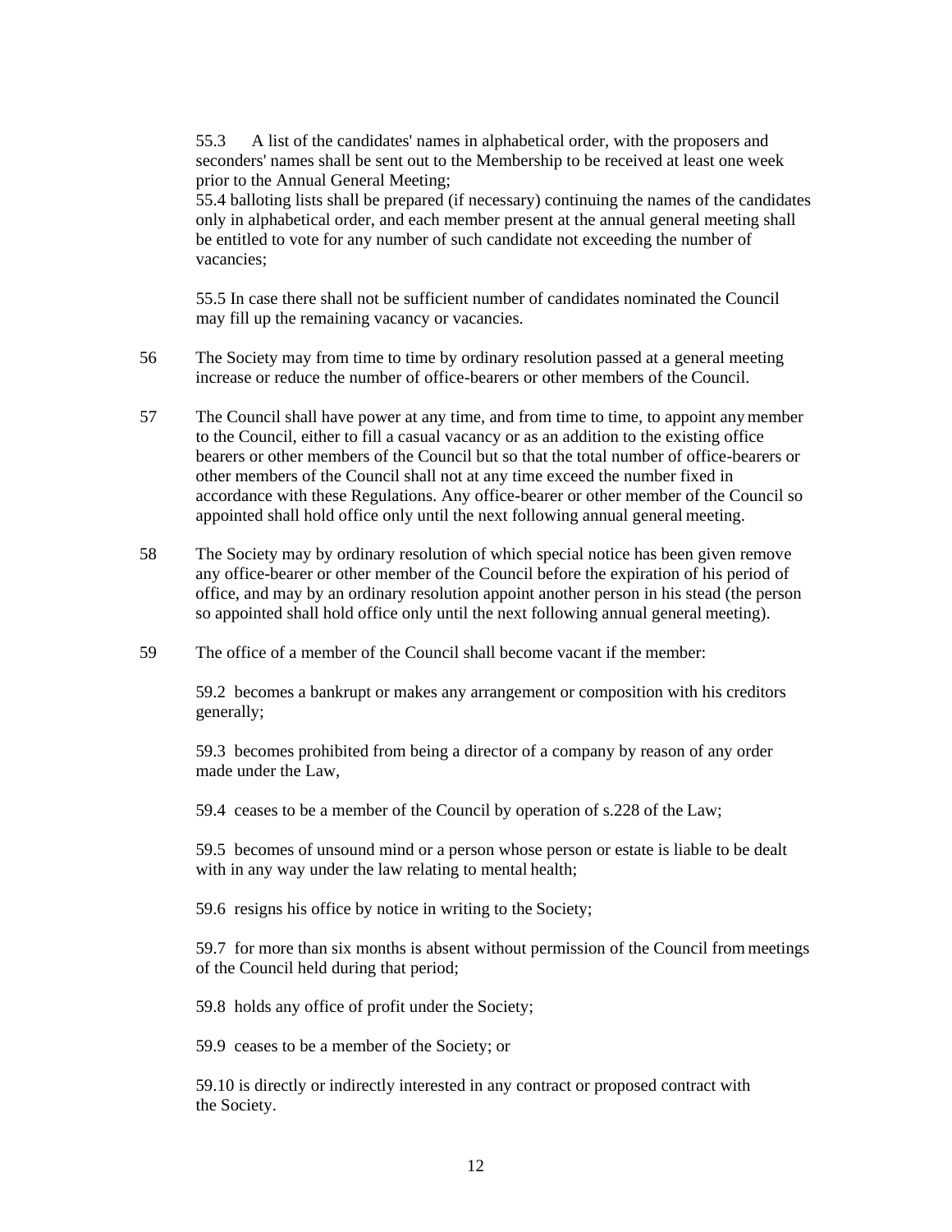55.3 A list of the candidates' names in alphabetical order, with the proposers and seconders' names shall be sent out to the Membership to be received at least one week prior to the Annual General Meeting;
55.4 balloting lists shall be prepared (if necessary) continuing the names of the candidates only in alphabetical order, and each member present at the annual general meeting shall be entitled to vote for any number of such candidate not exceeding the number of vacancies;

55.5 In case there shall not be sufficient number of candidates nominated the Council may fill up the remaining vacancy or vacancies.

56 The Society may from time to time by ordinary resolution passed at a general meeting increase or reduce the number of office-bearers or other members of the Council.

57 The Council shall have power at any time, and from time to time, to appoint any member to the Council, either to fill a casual vacancy or as an addition to the existing office bearers or other members of the Council but so that the total number of office-bearers or other members of the Council shall not at any time exceed the number fixed in accordance with these Regulations. Any office-bearer or other member of the Council so appointed shall hold office only until the next following annual general meeting.

58 The Society may by ordinary resolution of which special notice has been given remove any office-bearer or other member of the Council before the expiration of his period of office, and may by an ordinary resolution appoint another person in his stead (the person so appointed shall hold office only until the next following annual general meeting).

59 The office of a member of the Council shall become vacant if the member:

59.2 becomes a bankrupt or makes any arrangement or composition with his creditors generally;

59.3 becomes prohibited from being a director of a company by reason of any order made under the Law,

59.4 ceases to be a member of the Council by operation of s.228 of the Law;

59.5 becomes of unsound mind or a person whose person or estate is liable to be dealt with in any way under the law relating to mental health;

59.6 resigns his office by notice in writing to the Society;

59.7 for more than six months is absent without permission of the Council from meetings of the Council held during that period;

59.8 holds any office of profit under the Society;

59.9 ceases to be a member of the Society; or

59.10 is directly or indirectly interested in any contract or proposed contract with the Society.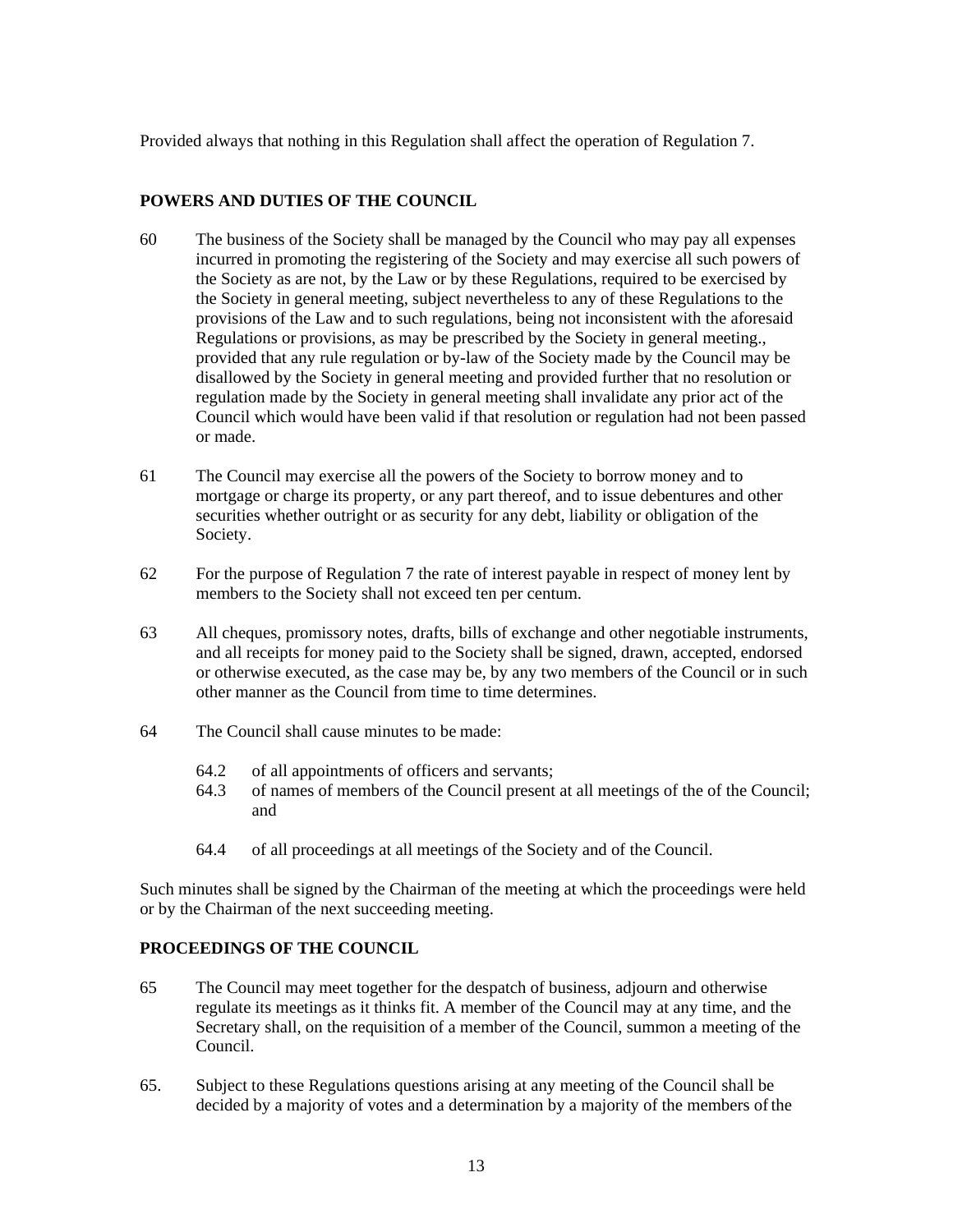Provided always that nothing in this Regulation shall affect the operation of Regulation 7.

## POWERS AND DUTIES OF THE COUNCIL

60 The business of the Society shall be managed by the Council who may pay all expenses incurred in promoting the registering of the Society and may exercise all such powers of the Society as are not, by the Law or by these Regulations, required to be exercised by the Society in general meeting, subject nevertheless to any of these Regulations to the provisions of the Law and to such regulations, being not inconsistent with the aforesaid Regulations or provisions, as may be prescribed by the Society in general meeting., provided that any rule regulation or by-law of the Society made by the Council may be disallowed by the Society in general meeting and provided further that no resolution or regulation made by the Society in general meeting shall invalidate any prior act of the Council which would have been valid if that resolution or regulation had not been passed or made.

61 The Council may exercise all the powers of the Society to borrow money and to mortgage or charge its property, or any part thereof, and to issue debentures and other securities whether outright or as security for any debt, liability or obligation of the Society.

62 For the purpose of Regulation 7 the rate of interest payable in respect of money lent by members to the Society shall not exceed ten per centum.

63 All cheques, promissory notes, drafts, bills of exchange and other negotiable instruments, and all receipts for money paid to the Society shall be signed, drawn, accepted, endorsed or otherwise executed, as the case may be, by any two members of the Council or in such other manner as the Council from time to time determines.

64 The Council shall cause minutes to be made:

- 64.2 of all appointments of officers and servants;
- 64.3 of names of members of the Council present at all meetings of the of the Council; and
- 64.4 of all proceedings at all meetings of the Society and of the Council.

Such minutes shall be signed by the Chairman of the meeting at which the proceedings were held or by the Chairman of the next succeeding meeting.

## PROCEEDINGS OF THE COUNCIL

65 The Council may meet together for the despatch of business, adjourn and otherwise regulate its meetings as it thinks fit. A member of the Council may at any time, and the Secretary shall, on the requisition of a member of the Council, summon a meeting of the Council.

65. Subject to these Regulations questions arising at any meeting of the Council shall be decided by a majority of votes and a determination by a majority of the members of the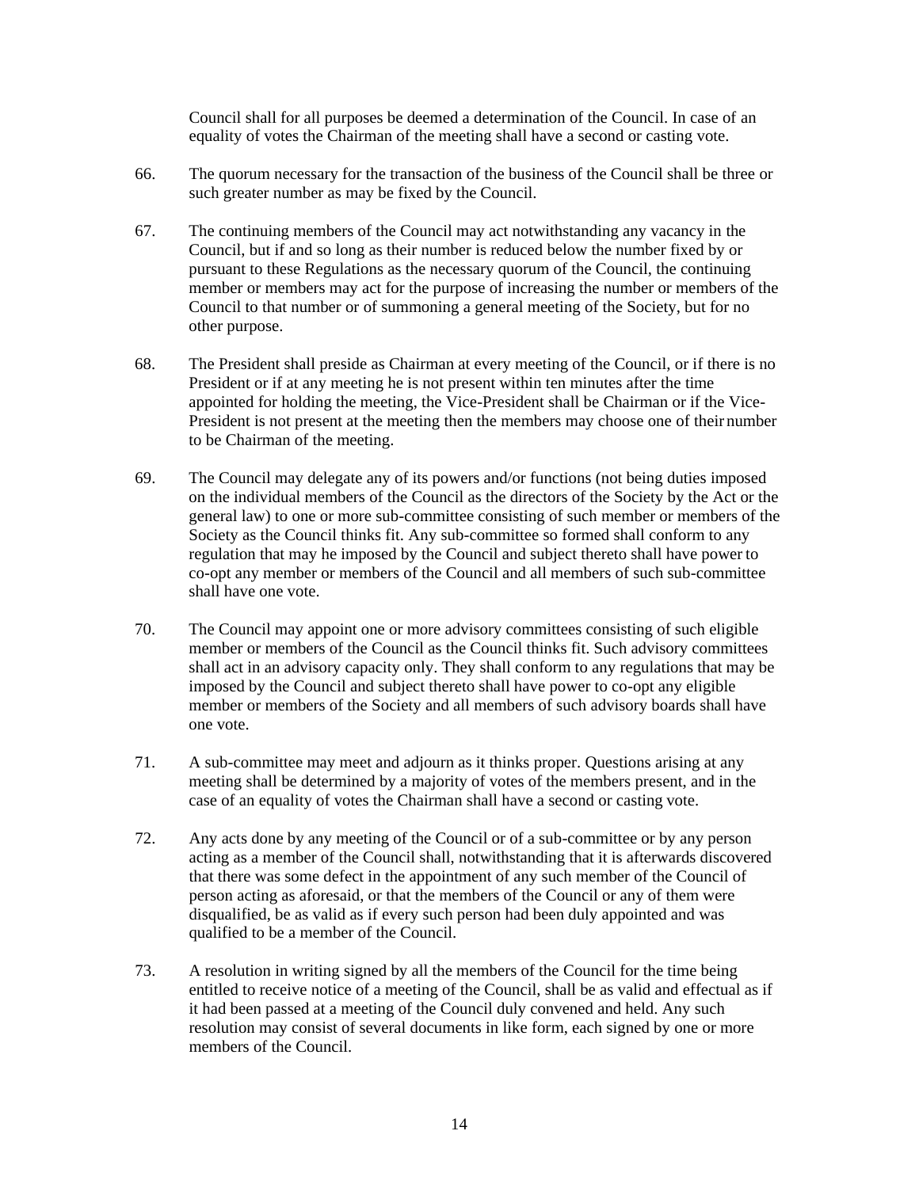Council shall for all purposes be deemed a determination of the Council. In case of an equality of votes the Chairman of the meeting shall have a second or casting vote.

66. The quorum necessary for the transaction of the business of the Council shall be three or such greater number as may be fixed by the Council.

67. The continuing members of the Council may act notwithstanding any vacancy in the Council, but if and so long as their number is reduced below the number fixed by or pursuant to these Regulations as the necessary quorum of the Council, the continuing member or members may act for the purpose of increasing the number or members of the Council to that number or of summoning a general meeting of the Society, but for no other purpose.

68. The President shall preside as Chairman at every meeting of the Council, or if there is no President or if at any meeting he is not present within ten minutes after the time appointed for holding the meeting, the Vice-President shall be Chairman or if the Vice-President is not present at the meeting then the members may choose one of their number to be Chairman of the meeting.

69. The Council may delegate any of its powers and/or functions (not being duties imposed on the individual members of the Council as the directors of the Society by the Act or the general law) to one or more sub-committee consisting of such member or members of the Society as the Council thinks fit. Any sub-committee so formed shall conform to any regulation that may he imposed by the Council and subject thereto shall have power to co-opt any member or members of the Council and all members of such sub-committee shall have one vote.

70. The Council may appoint one or more advisory committees consisting of such eligible member or members of the Council as the Council thinks fit. Such advisory committees shall act in an advisory capacity only. They shall conform to any regulations that may be imposed by the Council and subject thereto shall have power to co-opt any eligible member or members of the Society and all members of such advisory boards shall have one vote.

71. A sub-committee may meet and adjourn as it thinks proper. Questions arising at any meeting shall be determined by a majority of votes of the members present, and in the case of an equality of votes the Chairman shall have a second or casting vote.

72. Any acts done by any meeting of the Council or of a sub-committee or by any person acting as a member of the Council shall, notwithstanding that it is afterwards discovered that there was some defect in the appointment of any such member of the Council of person acting as aforesaid, or that the members of the Council or any of them were disqualified, be as valid as if every such person had been duly appointed and was qualified to be a member of the Council.

73. A resolution in writing signed by all the members of the Council for the time being entitled to receive notice of a meeting of the Council, shall be as valid and effectual as if it had been passed at a meeting of the Council duly convened and held. Any such resolution may consist of several documents in like form, each signed by one or more members of the Council.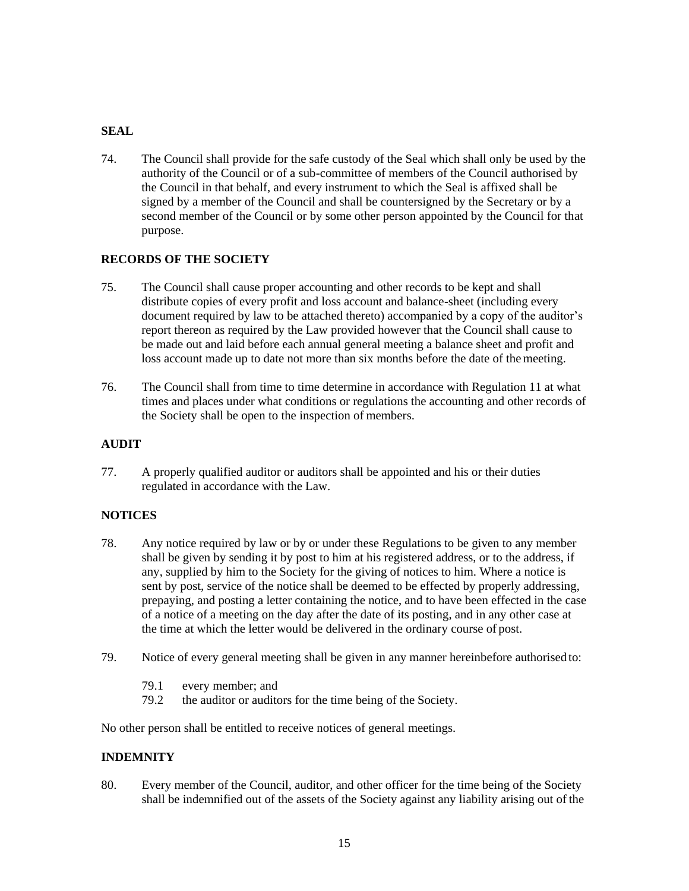## SEAL

74. The Council shall provide for the safe custody of the Seal which shall only be used by the authority of the Council or of a sub-committee of members of the Council authorised by the Council in that behalf, and every instrument to which the Seal is affixed shall be signed by a member of the Council and shall be countersigned by the Secretary or by a second member of the Council or by some other person appointed by the Council for that purpose.

## RECORDS OF THE SOCIETY

75. The Council shall cause proper accounting and other records to be kept and shall distribute copies of every profit and loss account and balance-sheet (including every document required by law to be attached thereto) accompanied by a copy of the auditor's report thereon as required by the Law provided however that the Council shall cause to be made out and laid before each annual general meeting a balance sheet and profit and loss account made up to date not more than six months before the date of the meeting.

76. The Council shall from time to time determine in accordance with Regulation 11 at what times and places under what conditions or regulations the accounting and other records of the Society shall be open to the inspection of members.

## AUDIT

77. A properly qualified auditor or auditors shall be appointed and his or their duties regulated in accordance with the Law.

## NOTICES

78. Any notice required by law or by or under these Regulations to be given to any member shall be given by sending it by post to him at his registered address, or to the address, if any, supplied by him to the Society for the giving of notices to him. Where a notice is sent by post, service of the notice shall be deemed to be effected by properly addressing, prepaying, and posting a letter containing the notice, and to have been effected in the case of a notice of a meeting on the day after the date of its posting, and in any other case at the time at which the letter would be delivered in the ordinary course of post.

79. Notice of every general meeting shall be given in any manner hereinbefore authorised to:

    79.1 every member; and
    79.2 the auditor or auditors for the time being of the Society.

No other person shall be entitled to receive notices of general meetings.

## INDEMNITY

80. Every member of the Council, auditor, and other officer for the time being of the Society shall be indemnified out of the assets of the Society against any liability arising out of the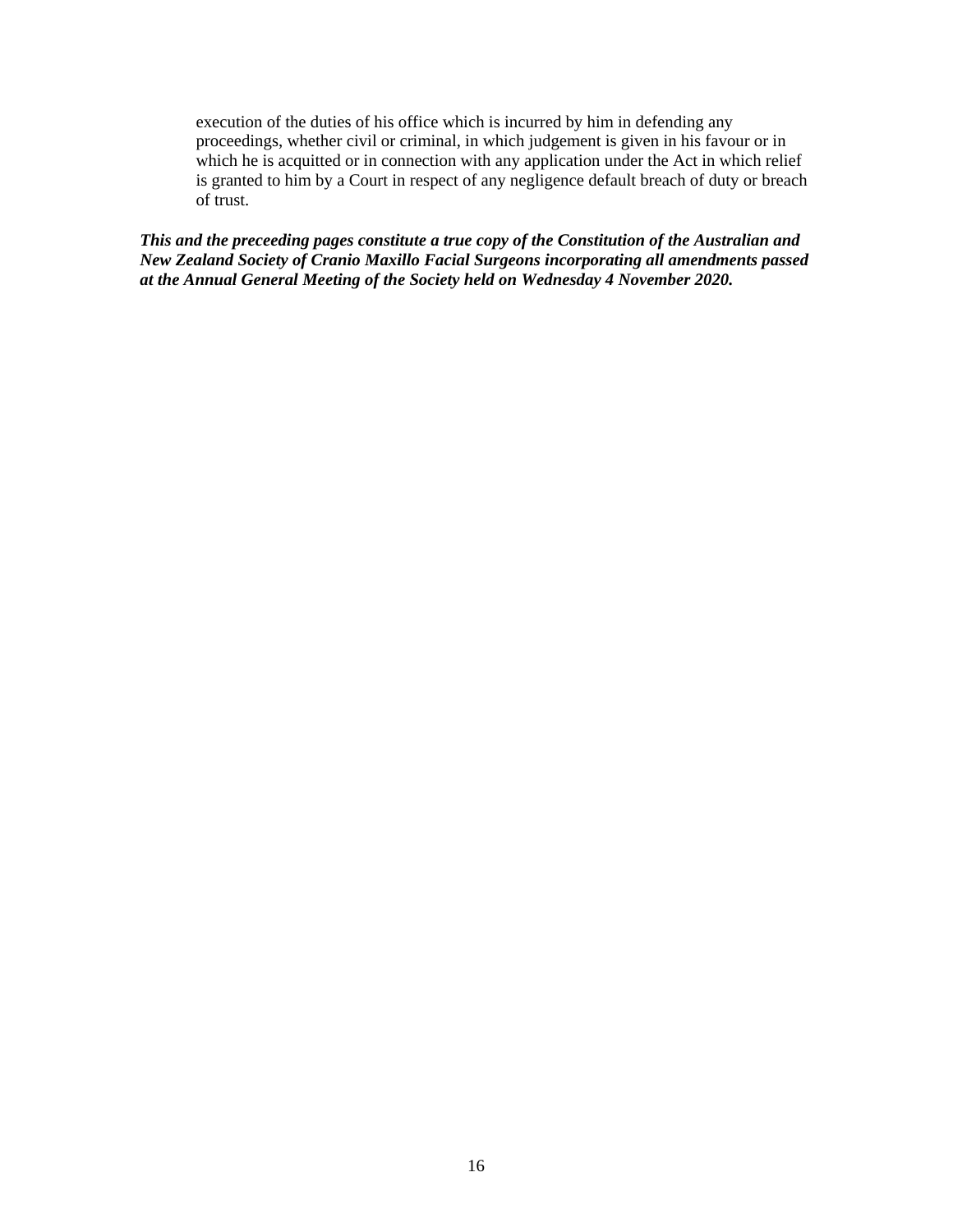execution of the duties of his office which is incurred by him in defending any proceedings, whether civil or criminal, in which judgement is given in his favour or in which he is acquitted or in connection with any application under the Act in which relief is granted to him by a Court in respect of any negligence default breach of duty or breach of trust.

***This and the preceeding pages constitute a true copy of the Constitution of the Australian and New Zealand Society of Cranio Maxillo Facial Surgeons incorporating all amendments passed at the Annual General Meeting of the Society held on Wednesday 4 November 2020.***